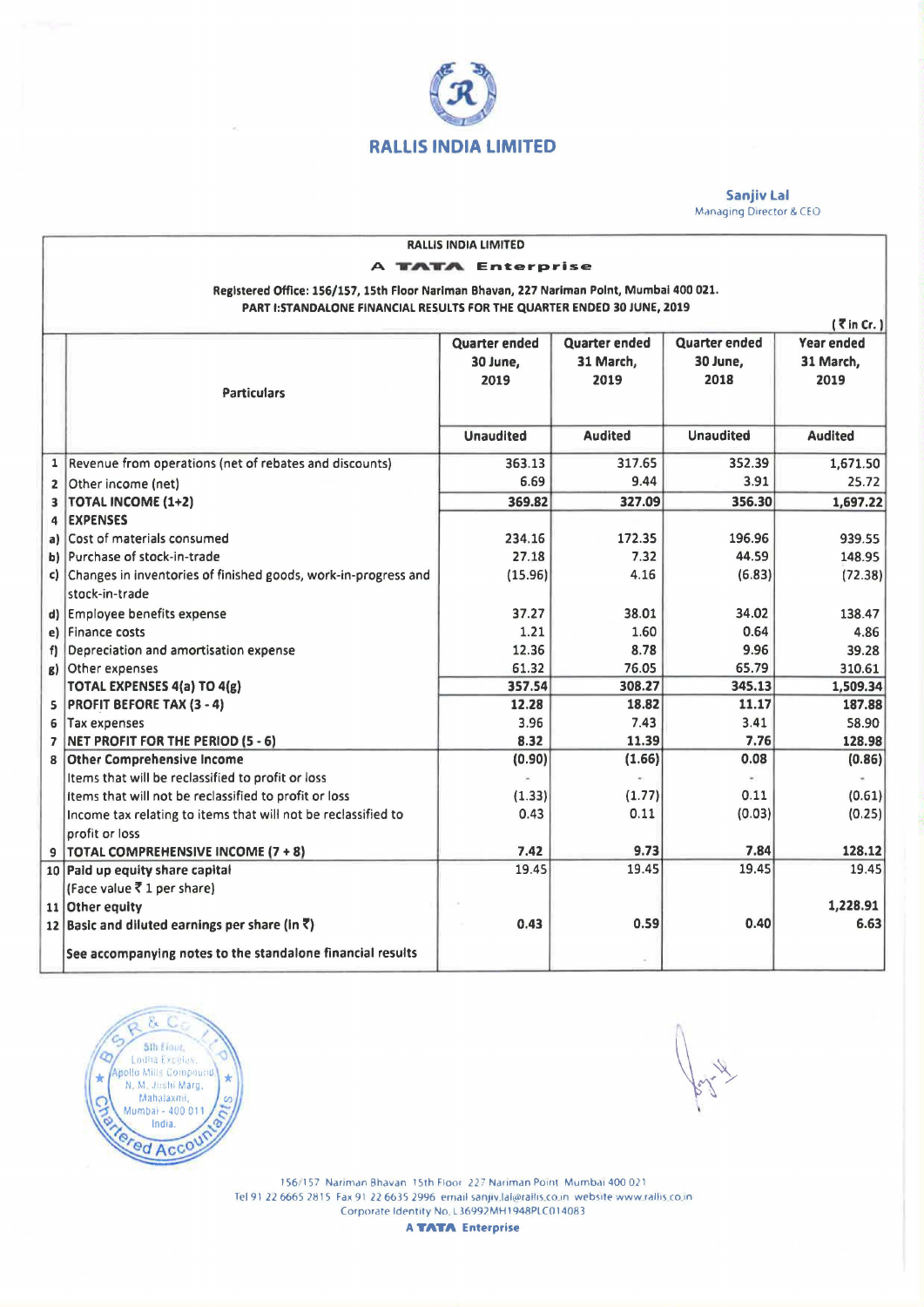# RALLIS INDIA LIMITED

**Sanjiv Lal**
Managing Director & CEO

**RALLIS INDIA LIMITED**

**A TATA Enterprise**

**Registered Office: 156/157, 15th Floor Nariman Bhavan, 227 Nariman Point, Mumbai 400 021.**
**PART I:STANDALONE FINANCIAL RESULTS FOR THE QUARTER ENDED 30 JUNE, 2019**

(₹ in Cr.)

| | Particulars | Quarter ended 30 June, 2019 | Quarter ended 31 March, 2019 | Quarter ended 30 June, 2018 | Year ended 31 March, 2019 |
|---|---|---|---|---|---|
| | | Unaudited | Audited | Unaudited | Audited |
| 1 | Revenue from operations (net of rebates and discounts) | 363.13 | 317.65 | 352.39 | 1,671.50 |
| 2 | Other income (net) | 6.69 | 9.44 | 3.91 | 25.72 |
| 3 | **TOTAL INCOME (1+2)** | **369.82** | **327.09** | **356.30** | **1,697.22** |
| 4 | **EXPENSES** | | | | |
| a) | Cost of materials consumed | 234.16 | 172.35 | 196.96 | 939.55 |
| b) | Purchase of stock-in-trade | 27.18 | 7.32 | 44.59 | 148.95 |
| c) | Changes in inventories of finished goods, work-in-progress and stock-in-trade | (15.96) | 4.16 | (6.83) | (72.38) |
| d) | Employee benefits expense | 37.27 | 38.01 | 34.02 | 138.47 |
| e) | Finance costs | 1.21 | 1.60 | 0.64 | 4.86 |
| f) | Depreciation and amortisation expense | 12.36 | 8.78 | 9.96 | 39.28 |
| g) | Other expenses | 61.32 | 76.05 | 65.79 | 310.61 |
| | **TOTAL EXPENSES 4(a) TO 4(g)** | **357.54** | **308.27** | **345.13** | **1,509.34** |
| 5 | **PROFIT BEFORE TAX (3 - 4)** | **12.28** | **18.82** | **11.17** | **187.88** |
| 6 | Tax expenses | 3.96 | 7.43 | 3.41 | 58.90 |
| 7 | **NET PROFIT FOR THE PERIOD (5 - 6)** | **8.32** | **11.39** | **7.76** | **128.98** |
| 8 | **Other Comprehensive Income** | **(0.90)** | **(1.66)** | **0.08** | **(0.86)** |
| | Items that will be reclassified to profit or loss | - | - | - | - |
| | Items that will not be reclassified to profit or loss | (1.33) | (1.77) | 0.11 | (0.61) |
| | Income tax relating to items that will not be reclassified to profit or loss | 0.43 | 0.11 | (0.03) | (0.25) |
| 9 | **TOTAL COMPREHENSIVE INCOME (7 + 8)** | **7.42** | **9.73** | **7.84** | **128.12** |
| 10 | **Paid up equity share capital** (Face value ₹ 1 per share) | 19.45 | 19.45 | 19.45 | 19.45 |
| 11 | **Other equity** | | | | 1,228.91 |
| 12 | **Basic and diluted earnings per share (in ₹)** | **0.43** | **0.59** | **0.40** | **6.63** |
| | **See accompanying notes to the standalone financial results** | | | | |

156/157 Nariman Bhavan 15th Floor 227 Nariman Point Mumbai 400 021
Tel 91 22 6665 2815 Fax 91 22 6635 2996 email sanjiv.lal@rallis.co.in website www.rallis.co.in
Corporate Identity No. L36992MH1948PLC014083
**A TATA Enterprise**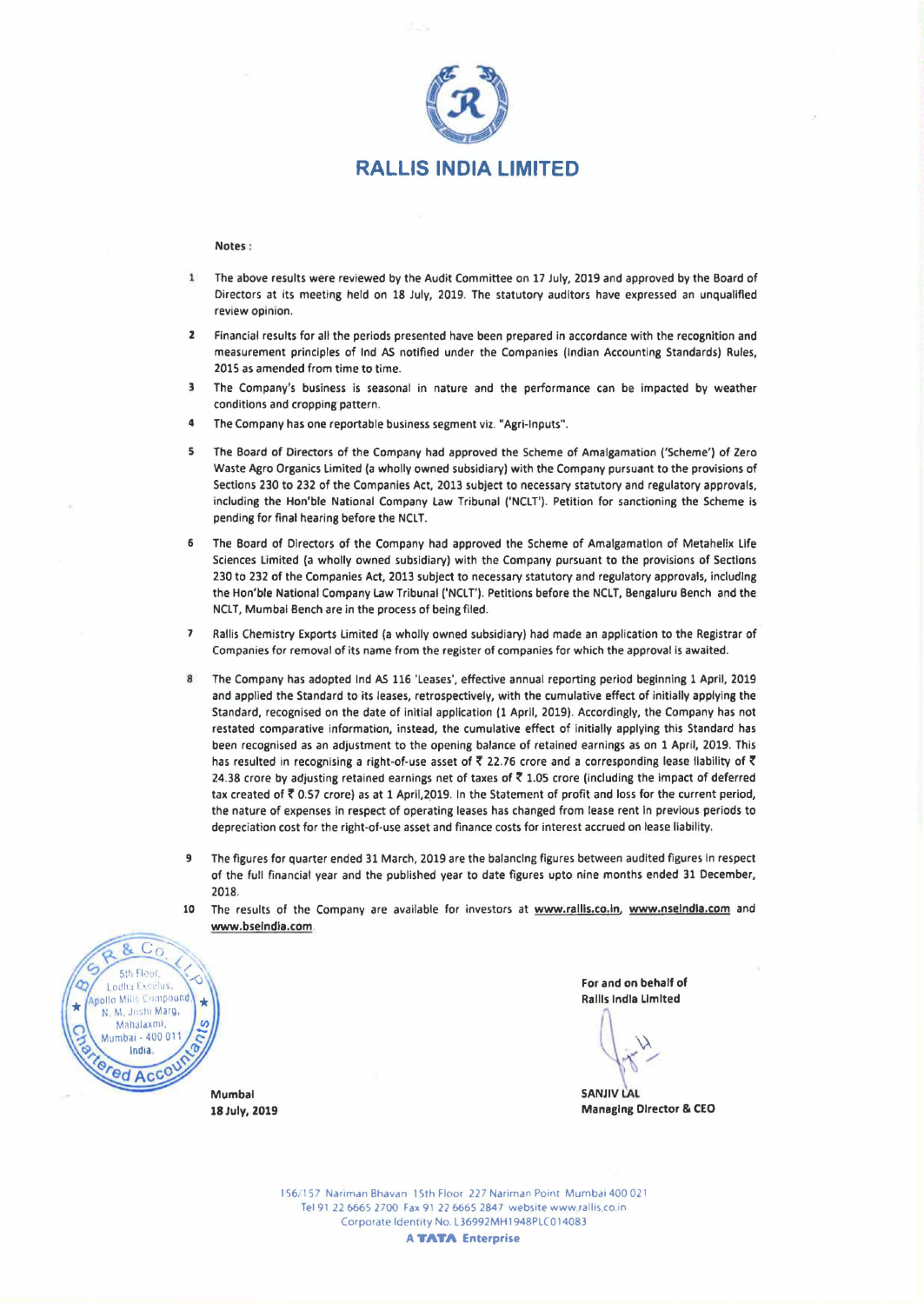# RALLIS INDIA LIMITED

**Notes :**

1. The above results were reviewed by the Audit Committee on 17 July, 2019 and approved by the Board of Directors at its meeting held on 18 July, 2019. The statutory auditors have expressed an unqualified review opinion.

2. Financial results for all the periods presented have been prepared in accordance with the recognition and measurement principles of Ind AS notified under the Companies (Indian Accounting Standards) Rules, 2015 as amended from time to time.

3. The Company's business is seasonal in nature and the performance can be impacted by weather conditions and cropping pattern.

4. The Company has one reportable business segment viz. "Agri-Inputs".

5. The Board of Directors of the Company had approved the Scheme of Amalgamation ('Scheme') of Zero Waste Agro Organics Limited (a wholly owned subsidiary) with the Company pursuant to the provisions of Sections 230 to 232 of the Companies Act, 2013 subject to necessary statutory and regulatory approvals, including the Hon'ble National Company Law Tribunal ('NCLT'). Petition for sanctioning the Scheme is pending for final hearing before the NCLT.

6. The Board of Directors of the Company had approved the Scheme of Amalgamation of Metahelix Life Sciences Limited (a wholly owned subsidiary) with the Company pursuant to the provisions of Sections 230 to 232 of the Companies Act, 2013 subject to necessary statutory and regulatory approvals, including the Hon'ble National Company Law Tribunal ('NCLT'). Petitions before the NCLT, Bengaluru Bench and the NCLT, Mumbai Bench are in the process of being filed.

7. Rallis Chemistry Exports Limited (a wholly owned subsidiary) had made an application to the Registrar of Companies for removal of its name from the register of companies for which the approval is awaited.

8. The Company has adopted Ind AS 116 'Leases', effective annual reporting period beginning 1 April, 2019 and applied the Standard to its leases, retrospectively, with the cumulative effect of initially applying the Standard, recognised on the date of initial application (1 April, 2019). Accordingly, the Company has not restated comparative information, instead, the cumulative effect of initially applying this Standard has been recognised as an adjustment to the opening balance of retained earnings as on 1 April, 2019. This has resulted in recognising a right-of-use asset of ₹ 22.76 crore and a corresponding lease liability of ₹ 24.38 crore by adjusting retained earnings net of taxes of ₹ 1.05 crore (including the impact of deferred tax created of ₹ 0.57 crore) as at 1 April,2019. In the Statement of profit and loss for the current period, the nature of expenses in respect of operating leases has changed from lease rent in previous periods to depreciation cost for the right-of-use asset and finance costs for interest accrued on lease liability.

9. The figures for quarter ended 31 March, 2019 are the balancing figures between audited figures in respect of the full financial year and the published year to date figures upto nine months ended 31 December, 2018.

10. The results of the Company are available for investors at www.rallis.co.in, www.nseindia.com and www.bseindia.com

B S R & Co. LLP
5th Floor, Lodha Excelus, Apollo Mills Compound, N. M. Joshi Marg, Mahalaxmi, Mumbai - 400 011 India.
Chartered Accountants

Mumbai
**18 July, 2019**

**For and on behalf of**
**Rallis India Limited**

**SANJIV LAL**
**Managing Director & CEO**

156/157 Nariman Bhavan 15th Floor 227 Nariman Point Mumbai 400 021
Tel 91 22 6665 2700 Fax 91 22 6665 2847 website www.rallis.co.in
Corporate Identity No. L36992MH1948PLC014083
**A TATA Enterprise**